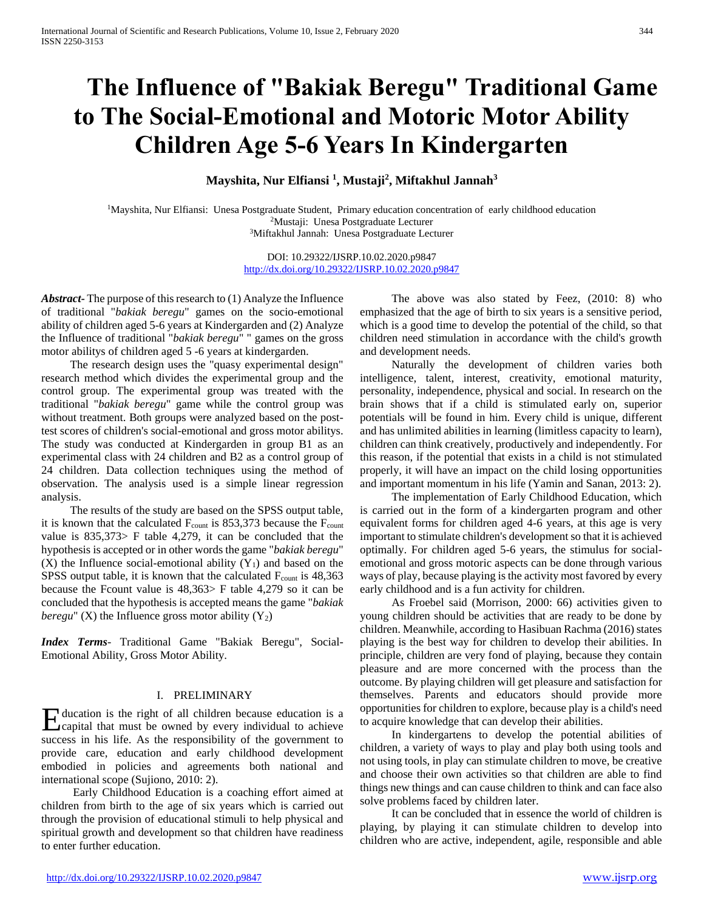# The Influence of "Bakiak Beregu" Traditional Game to The Social-Emotional and Motoric Motor Ability Children Age 5-6 Years In Kindergarten

**Mayshita, Nur Elfiansi [1], Mustaji[2], Miftakhul Jannah[3]**

[1]Mayshita, Nur Elfiansi: Unesa Postgraduate Student, Primary education concentration of early childhood education
[2]Mustaji: Unesa Postgraduate Lecturer
[3]Miftakhul Jannah: Unesa Postgraduate Lecturer

DOI: 10.29322/IJSRP.10.02.2020.p9847
http://dx.doi.org/10.29322/IJSRP.10.02.2020.p9847

***Abstract-*** The purpose of this research to (1) Analyze the Influence of traditional "*bakiak beregu*" games on the socio-emotional ability of children aged 5-6 years at Kindergarden and (2) Analyze the Influence of traditional "*bakiak beregu*" " games on the gross motor abilitys of children aged 5 -6 years at kindergarden.

The research design uses the "quasy experimental design" research method which divides the experimental group and the control group. The experimental group was treated with the traditional "*bakiak beregu*" game while the control group was without treatment. Both groups were analyzed based on the post-test scores of children's social-emotional and gross motor abilitys. The study was conducted at Kindergarden in group B1 as an experimental class with 24 children and B2 as a control group of 24 children. Data collection techniques using the method of observation. The analysis used is a simple linear regression analysis.

The results of the study are based on the SPSS output table, it is known that the calculated $F_{count}$ is 853,373 because the $F_{count}$ value is 835,373> F table 4,279, it can be concluded that the hypothesis is accepted or in other words the game "*bakiak beregu*" (X) the Influence social-emotional ability ($Y_1$) and based on the SPSS output table, it is known that the calculated $F_{count}$ is 48,363 because the Fcount value is 48,363> F table 4,279 so it can be concluded that the hypothesis is accepted means the game "*bakiak beregu*" (X) the Influence gross motor ability ($Y_2$)

***Index Terms-*** Traditional Game "Bakiak Beregu", Social-Emotional Ability, Gross Motor Ability.

## I. PRELIMINARY

Education is the right of all children because education is a capital that must be owned by every individual to achieve success in his life. As the responsibility of the government to provide care, education and early childhood development embodied in policies and agreements both national and international scope (Sujiono, 2010: 2).

Early Childhood Education is a coaching effort aimed at children from birth to the age of six years which is carried out through the provision of educational stimuli to help physical and spiritual growth and development so that children have readiness to enter further education.

The above was also stated by Feez, (2010: 8) who emphasized that the age of birth to six years is a sensitive period, which is a good time to develop the potential of the child, so that children need stimulation in accordance with the child's growth and development needs.

Naturally the development of children varies both intelligence, talent, interest, creativity, emotional maturity, personality, independence, physical and social. In research on the brain shows that if a child is stimulated early on, superior potentials will be found in him. Every child is unique, different and has unlimited abilities in learning (limitless capacity to learn), children can think creatively, productively and independently. For this reason, if the potential that exists in a child is not stimulated properly, it will have an impact on the child losing opportunities and important momentum in his life (Yamin and Sanan, 2013: 2).

The implementation of Early Childhood Education, which is carried out in the form of a kindergarten program and other equivalent forms for children aged 4-6 years, at this age is very important to stimulate children's development so that it is achieved optimally. For children aged 5-6 years, the stimulus for social-emotional and gross motoric aspects can be done through various ways of play, because playing is the activity most favored by every early childhood and is a fun activity for children.

As Froebel said (Morrison, 2000: 66) activities given to young children should be activities that are ready to be done by children. Meanwhile, according to Hasibuan Rachma (2016) states playing is the best way for children to develop their abilities. In principle, children are very fond of playing, because they contain pleasure and are more concerned with the process than the outcome. By playing children will get pleasure and satisfaction for themselves. Parents and educators should provide more opportunities for children to explore, because play is a child's need to acquire knowledge that can develop their abilities.

In kindergartens to develop the potential abilities of children, a variety of ways to play and play both using tools and not using tools, in play can stimulate children to move, be creative and choose their own activities so that children are able to find things new things and can cause children to think and can face also solve problems faced by children later.

It can be concluded that in essence the world of children is playing, by playing it can stimulate children to develop into children who are active, independent, agile, responsible and able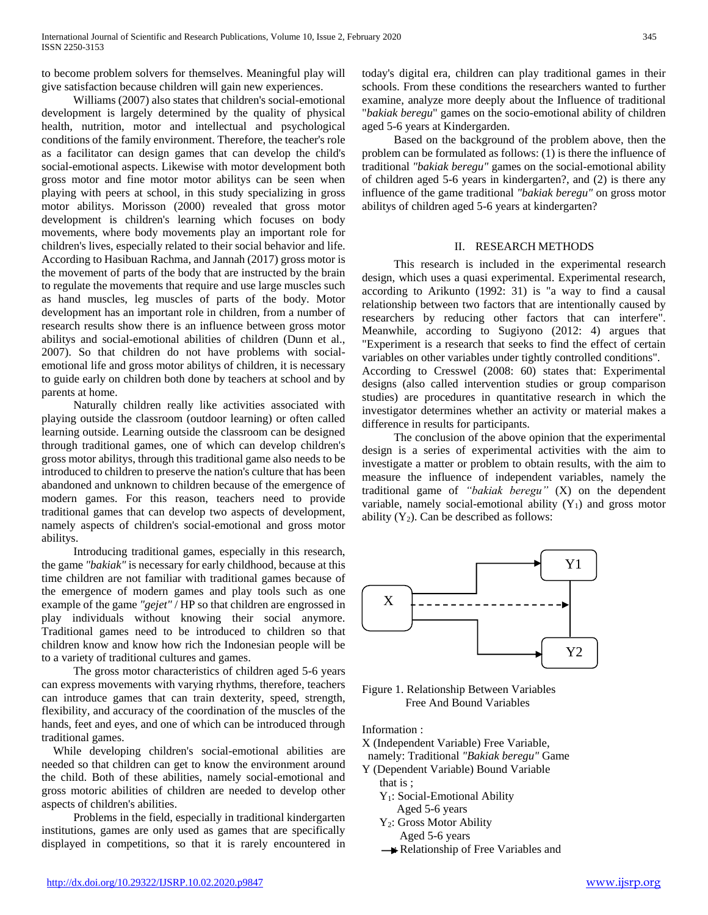to become problem solvers for themselves. Meaningful play will give satisfaction because children will gain new experiences.

Williams (2007) also states that children's social-emotional development is largely determined by the quality of physical health, nutrition, motor and intellectual and psychological conditions of the family environment. Therefore, the teacher's role as a facilitator can design games that can develop the child's social-emotional aspects. Likewise with motor development both gross motor and fine motor motor abilitys can be seen when playing with peers at school, in this study specializing in gross motor abilitys. Morisson (2000) revealed that gross motor development is children's learning which focuses on body movements, where body movements play an important role for children's lives, especially related to their social behavior and life. According to Hasibuan Rachma, and Jannah (2017) gross motor is the movement of parts of the body that are instructed by the brain to regulate the movements that require and use large muscles such as hand muscles, leg muscles of parts of the body. Motor development has an important role in children, from a number of research results show there is an influence between gross motor abilitys and social-emotional abilities of children (Dunn et al., 2007). So that children do not have problems with social-emotional life and gross motor abilitys of children, it is necessary to guide early on children both done by teachers at school and by parents at home.

Naturally children really like activities associated with playing outside the classroom (outdoor learning) or often called learning outside. Learning outside the classroom can be designed through traditional games, one of which can develop children's gross motor abilitys, through this traditional game also needs to be introduced to children to preserve the nation's culture that has been abandoned and unknown to children because of the emergence of modern games. For this reason, teachers need to provide traditional games that can develop two aspects of development, namely aspects of children's social-emotional and gross motor abilitys.

Introducing traditional games, especially in this research, the game *"bakiak"* is necessary for early childhood, because at this time children are not familiar with traditional games because of the emergence of modern games and play tools such as one example of the game *"gejet"* / HP so that children are engrossed in play individuals without knowing their social anymore. Traditional games need to be introduced to children so that children know and know how rich the Indonesian people will be to a variety of traditional cultures and games.

The gross motor characteristics of children aged 5-6 years can express movements with varying rhythms, therefore, teachers can introduce games that can train dexterity, speed, strength, flexibility, and accuracy of the coordination of the muscles of the hands, feet and eyes, and one of which can be introduced through traditional games.

While developing children's social-emotional abilities are needed so that children can get to know the environment around the child. Both of these abilities, namely social-emotional and gross motoric abilities of children are needed to develop other aspects of children's abilities.

Problems in the field, especially in traditional kindergarten institutions, games are only used as games that are specifically displayed in competitions, so that it is rarely encountered in today's digital era, children can play traditional games in their schools. From these conditions the researchers wanted to further examine, analyze more deeply about the Influence of traditional "*bakiak beregu*" games on the socio-emotional ability of children aged 5-6 years at Kindergarden.

Based on the background of the problem above, then the problem can be formulated as follows: (1) is there the influence of traditional *"bakiak beregu"* games on the social-emotional ability of children aged 5-6 years in kindergarten?, and (2) is there any influence of the game traditional *"bakiak beregu"* on gross motor abilitys of children aged 5-6 years at kindergarten?

## II. RESEARCH METHODS

This research is included in the experimental research design, which uses a quasi experimental. Experimental research, according to Arikunto (1992: 31) is "a way to find a causal relationship between two factors that are intentionally caused by researchers by reducing other factors that can interfere". Meanwhile, according to Sugiyono (2012: 4) argues that "Experiment is a research that seeks to find the effect of certain variables on other variables under tightly controlled conditions". According to Cresswel (2008: 60) states that: Experimental designs (also called intervention studies or group comparison studies) are procedures in quantitative research in which the investigator determines whether an activity or material makes a difference in results for participants.

The conclusion of the above opinion that the experimental design is a series of experimental activities with the aim to investigate a matter or problem to obtain results, with the aim to measure the influence of independent variables, namely the traditional game of *"bakiak beregu"* (X) on the dependent variable, namely social-emotional ability ($Y_1$) and gross motor ability ($Y_2$). Can be described as follows:

Figure 1. Relationship Between Variables Free And Bound Variables

Information :

X (Independent Variable) Free Variable, namely: Traditional *"Bakiak beregu"* Game

Y (Dependent Variable) Bound Variable that is ;

$Y_1$: Social-Emotional Ability Aged 5-6 years

$Y_2$: Gross Motor Ability Aged 5-6 years

→ Relationship of Free Variables and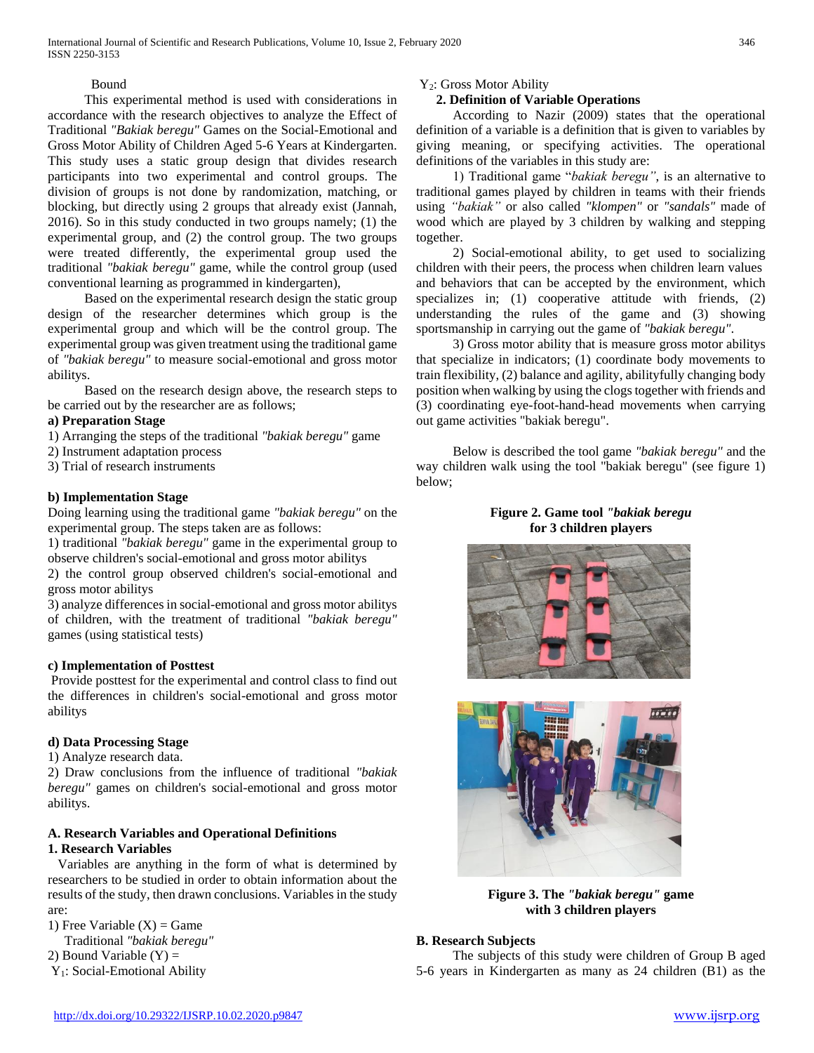Bound

This experimental method is used with considerations in accordance with the research objectives to analyze the Effect of Traditional *"Bakiak beregu"* Games on the Social-Emotional and Gross Motor Ability of Children Aged 5-6 Years at Kindergarten. This study uses a static group design that divides research participants into two experimental and control groups. The division of groups is not done by randomization, matching, or blocking, but directly using 2 groups that already exist (Jannah, 2016). So in this study conducted in two groups namely; (1) the experimental group, and (2) the control group. The two groups were treated differently, the experimental group used the traditional *"bakiak beregu"* game, while the control group (used conventional learning as programmed in kindergarten),

Based on the experimental research design the static group design of the researcher determines which group is the experimental group and which will be the control group. The experimental group was given treatment using the traditional game of *"bakiak beregu"* to measure social-emotional and gross motor abilitys.

Based on the research design above, the research steps to be carried out by the researcher are as follows;

**a) Preparation Stage**

1) Arranging the steps of the traditional *"bakiak beregu"* game
2) Instrument adaptation process
3) Trial of research instruments

**b) Implementation Stage**

Doing learning using the traditional game *"bakiak beregu"* on the experimental group. The steps taken are as follows:

1) traditional *"bakiak beregu"* game in the experimental group to observe children's social-emotional and gross motor abilitys
2) the control group observed children's social-emotional and gross motor abilitys
3) analyze differences in social-emotional and gross motor abilitys of children, with the treatment of traditional *"bakiak beregu"* games (using statistical tests)

**c) Implementation of Posttest**

Provide posttest for the experimental and control class to find out the differences in children's social-emotional and gross motor abilitys

**d) Data Processing Stage**

1) Analyze research data.
2) Draw conclusions from the influence of traditional *"bakiak beregu"* games on children's social-emotional and gross motor abilitys.

### A. Research Variables and Operational Definitions

#### 1. Research Variables

Variables are anything in the form of what is determined by researchers to be studied in order to obtain information about the results of the study, then drawn conclusions. Variables in the study are:

1) Free Variable (X) = Game Traditional *"bakiak beregu"*
2) Bound Variable (Y) =
$Y_1$: Social-Emotional Ability
$Y_2$: Gross Motor Ability

#### 2. Definition of Variable Operations

According to Nazir (2009) states that the operational definition of a variable is a definition that is given to variables by giving meaning, or specifying activities. The operational definitions of the variables in this study are:

1) Traditional game "*bakiak beregu"*, is an alternative to traditional games played by children in teams with their friends using *"bakiak"* or also called *"klompen"* or *"sandals"* made of wood which are played by 3 children by walking and stepping together.

2) Social-emotional ability, to get used to socializing children with their peers, the process when children learn values and behaviors that can be accepted by the environment, which specializes in; (1) cooperative attitude with friends, (2) understanding the rules of the game and (3) showing sportsmanship in carrying out the game of *"bakiak beregu"*.

3) Gross motor ability that is measure gross motor abilitys that specialize in indicators; (1) coordinate body movements to train flexibility, (2) balance and agility, abilityfully changing body position when walking by using the clogs together with friends and (3) coordinating eye-foot-hand-head movements when carrying out game activities "bakiak beregu".

Below is described the tool game *"bakiak beregu"* and the way children walk using the tool "bakiak beregu" (see figure 1) below;

**Figure 2. Game tool *"bakiak beregu* for 3 children players**

**Figure 3. The *"bakiak beregu"* game with 3 children players**

### B. Research Subjects

The subjects of this study were children of Group B aged 5-6 years in Kindergarten as many as 24 children (B1) as the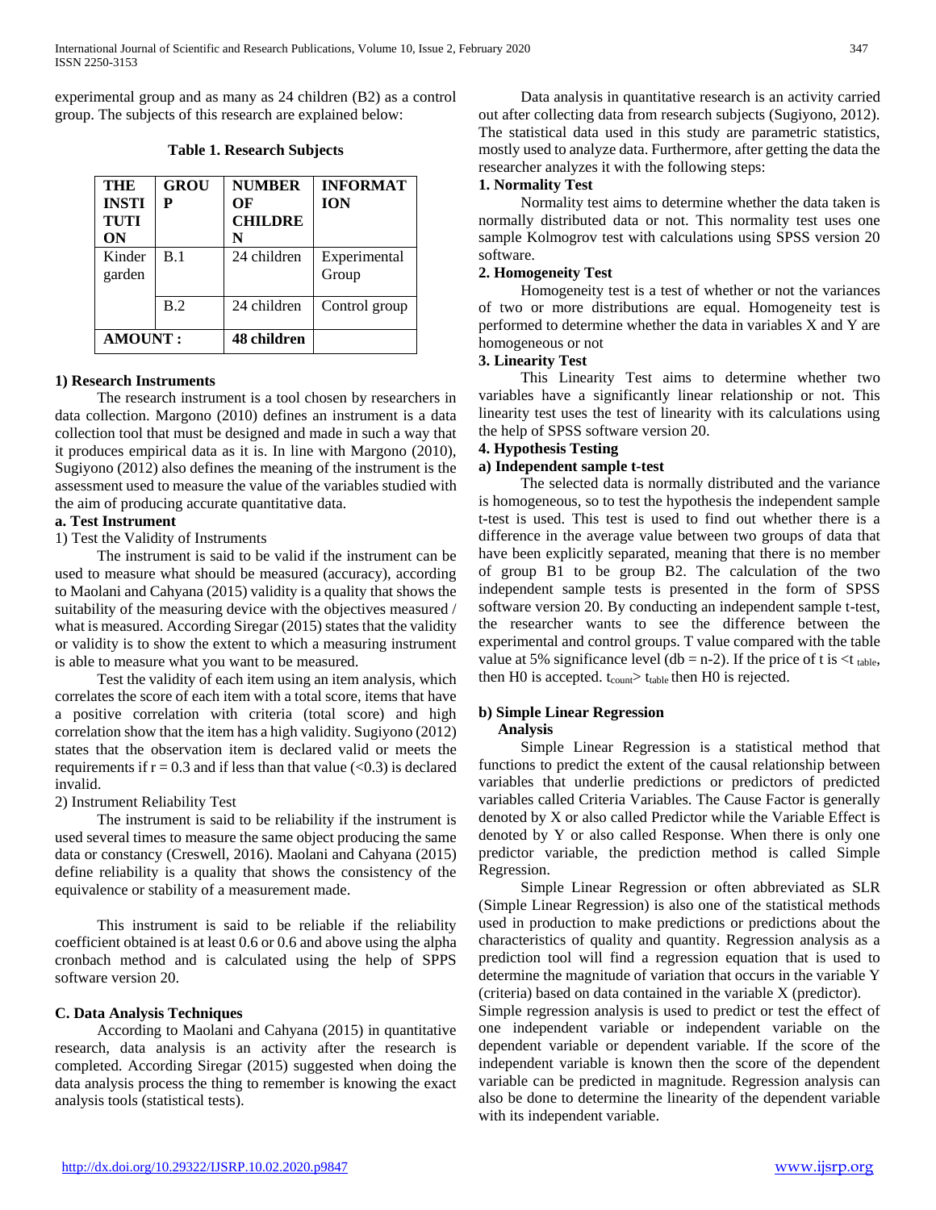experimental group and as many as 24 children (B2) as a control group. The subjects of this research are explained below:

**Table 1. Research Subjects**

| THE INSTITUTION | GROUP | NUMBER OF CHILDREN | INFORMATION |
|---|---|---|---|
| Kindergarden | B.1 | 24 children | Experimental Group |
| | B.2 | 24 children | Control group |
| **AMOUNT :** | | **48 children** | |

**1) Research Instruments**

The research instrument is a tool chosen by researchers in data collection. Margono (2010) defines an instrument is a data collection tool that must be designed and made in such a way that it produces empirical data as it is. In line with Margono (2010), Sugiyono (2012) also defines the meaning of the instrument is the assessment used to measure the value of the variables studied with the aim of producing accurate quantitative data.

**a. Test Instrument**

1) Test the Validity of Instruments

The instrument is said to be valid if the instrument can be used to measure what should be measured (accuracy), according to Maolani and Cahyana (2015) validity is a quality that shows the suitability of the measuring device with the objectives measured / what is measured. According Siregar (2015) states that the validity or validity is to show the extent to which a measuring instrument is able to measure what you want to be measured.

Test the validity of each item using an item analysis, which correlates the score of each item with a total score, items that have a positive correlation with criteria (total score) and high correlation show that the item has a high validity. Sugiyono (2012) states that the observation item is declared valid or meets the requirements if $r = 0.3$ and if less than that value ($<0.3$) is declared invalid.

2) Instrument Reliability Test

The instrument is said to be reliability if the instrument is used several times to measure the same object producing the same data or constancy (Creswell, 2016). Maolani and Cahyana (2015) define reliability is a quality that shows the consistency of the equivalence or stability of a measurement made.

This instrument is said to be reliable if the reliability coefficient obtained is at least 0.6 or 0.6 and above using the alpha cronbach method and is calculated using the help of SPPS software version 20.

**C. Data Analysis Techniques**

According to Maolani and Cahyana (2015) in quantitative research, data analysis is an activity after the research is completed. According Siregar (2015) suggested when doing the data analysis process the thing to remember is knowing the exact analysis tools (statistical tests).

Data analysis in quantitative research is an activity carried out after collecting data from research subjects (Sugiyono, 2012). The statistical data used in this study are parametric statistics, mostly used to analyze data. Furthermore, after getting the data the researcher analyzes it with the following steps:

**1. Normality Test**

Normality test aims to determine whether the data taken is normally distributed data or not. This normality test uses one sample Kolmogrov test with calculations using SPSS version 20 software.

**2. Homogeneity Test**

Homogeneity test is a test of whether or not the variances of two or more distributions are equal. Homogeneity test is performed to determine whether the data in variables X and Y are homogeneous or not

**3. Linearity Test**

This Linearity Test aims to determine whether two variables have a significantly linear relationship or not. This linearity test uses the test of linearity with its calculations using the help of SPSS software version 20.

**4. Hypothesis Testing**

**a) Independent sample t-test**

The selected data is normally distributed and the variance is homogeneous, so to test the hypothesis the independent sample t-test is used. This test is used to find out whether there is a difference in the average value between two groups of data that have been explicitly separated, meaning that there is no member of group B1 to be group B2. The calculation of the two independent sample tests is presented in the form of SPSS software version 20. By conducting an independent sample t-test, the researcher wants to see the difference between the experimental and control groups. T value compared with the table value at 5% significance level (db = n-2). If the price of t is $< t_{table}$, then H0 is accepted. $t_{count} > t_{table}$ then H0 is rejected.

**b) Simple Linear Regression Analysis**

Simple Linear Regression is a statistical method that functions to predict the extent of the causal relationship between variables that underlie predictions or predictors of predicted variables called Criteria Variables. The Cause Factor is generally denoted by X or also called Predictor while the Variable Effect is denoted by Y or also called Response. When there is only one predictor variable, the prediction method is called Simple Regression.

Simple Linear Regression or often abbreviated as SLR (Simple Linear Regression) is also one of the statistical methods used in production to make predictions or predictions about the characteristics of quality and quantity. Regression analysis as a prediction tool will find a regression equation that is used to determine the magnitude of variation that occurs in the variable Y (criteria) based on data contained in the variable X (predictor).

Simple regression analysis is used to predict or test the effect of one independent variable or independent variable on the dependent variable or dependent variable. If the score of the independent variable is known then the score of the dependent variable can be predicted in magnitude. Regression analysis can also be done to determine the linearity of the dependent variable with its independent variable.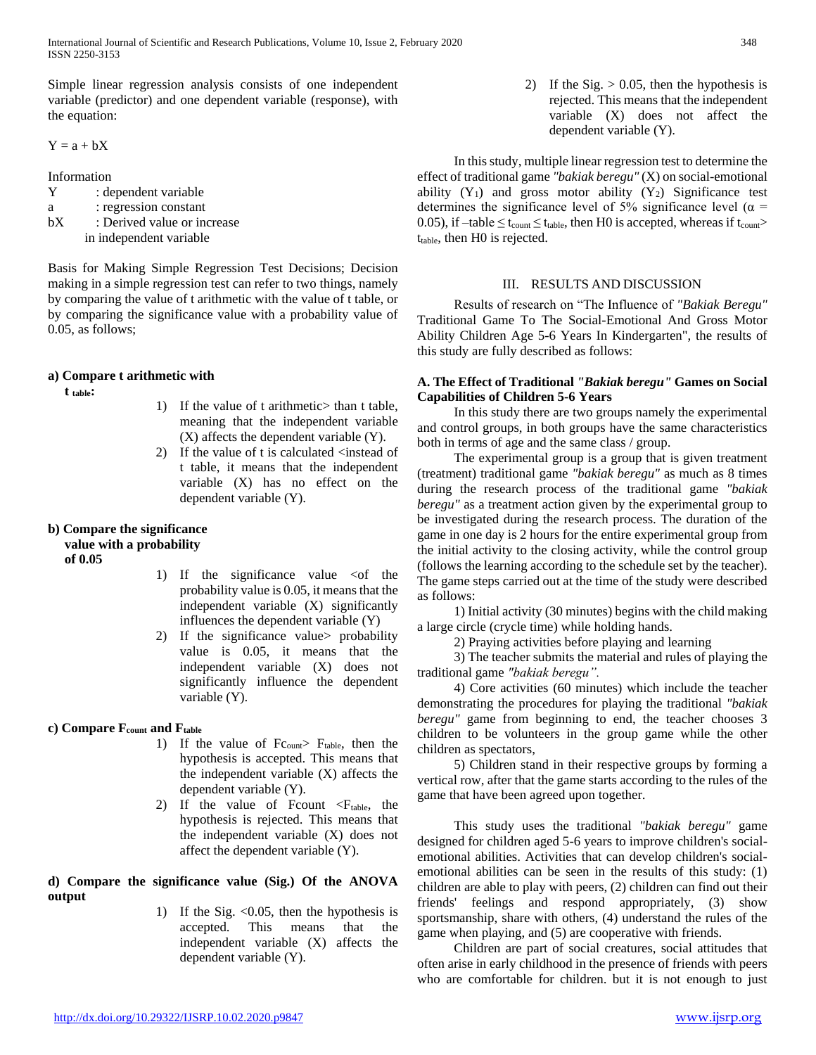Simple linear regression analysis consists of one independent variable (predictor) and one dependent variable (response), with the equation:

$Y = a + bX$

Information

Y : dependent variable
a : regression constant
bX : Derived value or increase in independent variable

Basis for Making Simple Regression Test Decisions; Decision making in a simple regression test can refer to two things, namely by comparing the value of t arithmetic with the value of t table, or by comparing the significance value with a probability value of 0.05, as follows;

**a) Compare t arithmetic with $t_{table}$:**

1) If the value of t arithmetic> than t table, meaning that the independent variable (X) affects the dependent variable (Y).
2) If the value of t is calculated <instead of t table, it means that the independent variable (X) has no effect on the dependent variable (Y).

**b) Compare the significance value with a probability of 0.05**

1) If the significance value <of the probability value is 0.05, it means that the independent variable (X) significantly influences the dependent variable (Y)
2) If the significance value> probability value is 0.05, it means that the independent variable (X) does not significantly influence the dependent variable (Y).

**c) Compare $F_{count}$ and $F_{table}$**

1) If the value of $Fc_{ount}$> $F_{table}$, then the hypothesis is accepted. This means that the independent variable (X) affects the dependent variable (Y).
2) If the value of Fcount <$F_{table}$, the hypothesis is rejected. This means that the independent variable (X) does not affect the dependent variable (Y).

**d) Compare the significance value (Sig.) Of the ANOVA output**

1) If the Sig. <0.05, then the hypothesis is accepted. This means that the independent variable (X) affects the dependent variable (Y).
2) If the Sig. > 0.05, then the hypothesis is rejected. This means that the independent variable (X) does not affect the dependent variable (Y).

In this study, multiple linear regression test to determine the effect of traditional game *"bakiak beregu"* (X) on social-emotional ability ($Y_1$) and gross motor ability ($Y_2$) Significance test determines the significance level of 5% significance level ($\alpha$ = 0.05), if $-\text{table} \leq t_{count} \leq t_{table}$, then H0 is accepted, whereas if $t_{count}$> $t_{table}$, then H0 is rejected.

## III. RESULTS AND DISCUSSION

Results of research on "The Influence of *"Bakiak Beregu"* Traditional Game To The Social-Emotional And Gross Motor Ability Children Age 5-6 Years In Kindergarten", the results of this study are fully described as follows:

### A. The Effect of Traditional *"Bakiak beregu"* Games on Social Capabilities of Children 5-6 Years

In this study there are two groups namely the experimental and control groups, in both groups have the same characteristics both in terms of age and the same class / group.

The experimental group is a group that is given treatment (treatment) traditional game *"bakiak beregu"* as much as 8 times during the research process of the traditional game *"bakiak beregu"* as a treatment action given by the experimental group to be investigated during the research process. The duration of the game in one day is 2 hours for the entire experimental group from the initial activity to the closing activity, while the control group (follows the learning according to the schedule set by the teacher). The game steps carried out at the time of the study were described as follows:

1) Initial activity (30 minutes) begins with the child making a large circle (cycle time) while holding hands.

2) Praying activities before playing and learning

3) The teacher submits the material and rules of playing the traditional game *"bakiak beregu".*

4) Core activities (60 minutes) which include the teacher demonstrating the procedures for playing the traditional *"bakiak beregu"* game from beginning to end, the teacher chooses 3 children to be volunteers in the group game while the other children as spectators,

5) Children stand in their respective groups by forming a vertical row, after that the game starts according to the rules of the game that have been agreed upon together.

This study uses the traditional *"bakiak beregu"* game designed for children aged 5-6 years to improve children's social-emotional abilities. Activities that can develop children's social-emotional abilities can be seen in the results of this study: (1) children are able to play with peers, (2) children can find out their friends' feelings and respond appropriately, (3) show sportsmanship, share with others, (4) understand the rules of the game when playing, and (5) are cooperative with friends.

Children are part of social creatures, social attitudes that often arise in early childhood in the presence of friends with peers who are comfortable for children. but it is not enough to just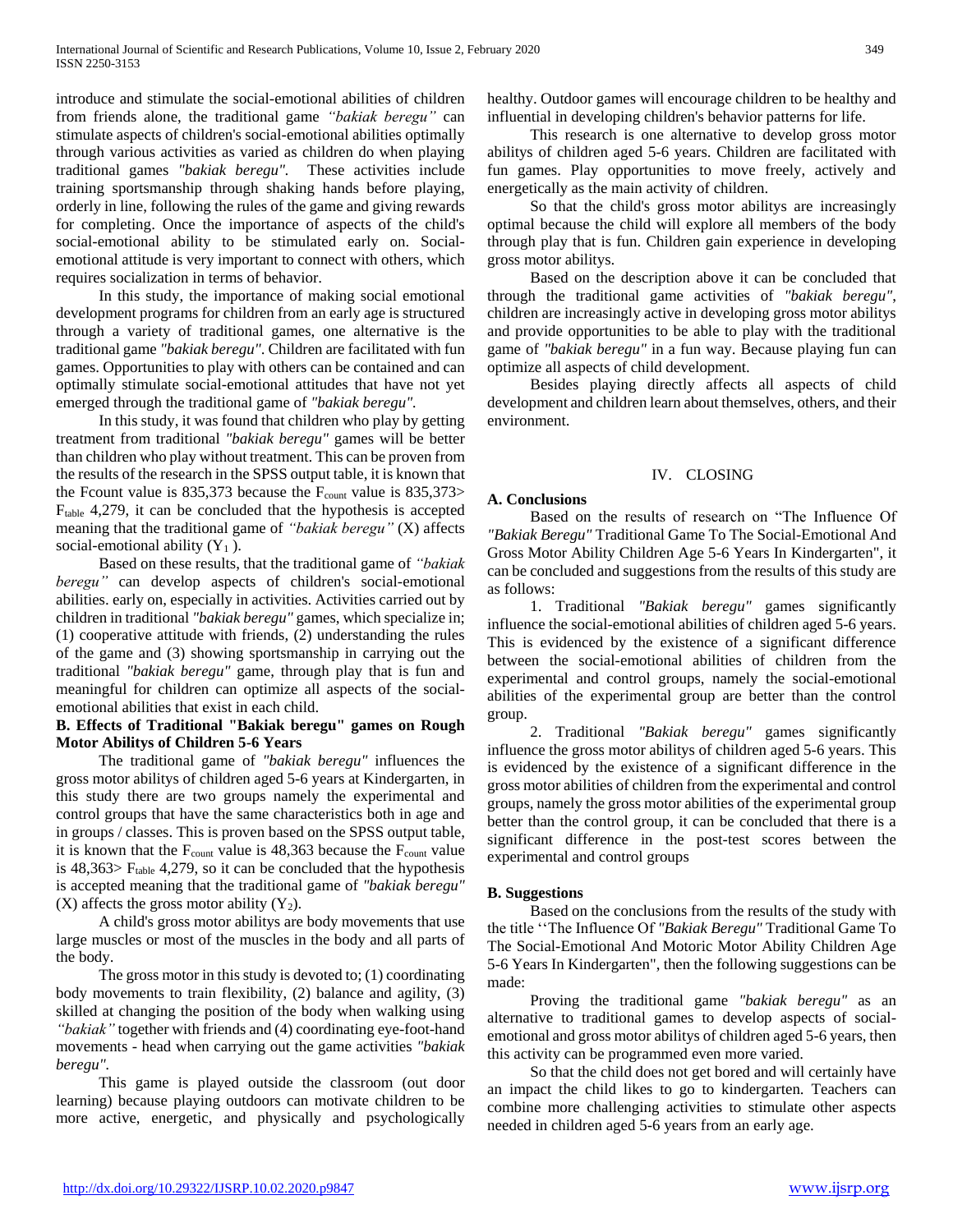introduce and stimulate the social-emotional abilities of children from friends alone, the traditional game *"bakiak beregu"* can stimulate aspects of children's social-emotional abilities optimally through various activities as varied as children do when playing traditional games *"bakiak beregu"*. These activities include training sportsmanship through shaking hands before playing, orderly in line, following the rules of the game and giving rewards for completing. Once the importance of aspects of the child's social-emotional ability to be stimulated early on. Social-emotional attitude is very important to connect with others, which requires socialization in terms of behavior.

In this study, the importance of making social emotional development programs for children from an early age is structured through a variety of traditional games, one alternative is the traditional game *"bakiak beregu"*. Children are facilitated with fun games. Opportunities to play with others can be contained and can optimally stimulate social-emotional attitudes that have not yet emerged through the traditional game of *"bakiak beregu"*.

In this study, it was found that children who play by getting treatment from traditional *"bakiak beregu"* games will be better than children who play without treatment. This can be proven from the results of the research in the SPSS output table, it is known that the Fcount value is 835,373 because the $F_{count}$ value is 835,373> $F_{table}$ 4,279, it can be concluded that the hypothesis is accepted meaning that the traditional game of *"bakiak beregu"* (X) affects social-emotional ability ($Y_1$).

Based on these results, that the traditional game of *"bakiak beregu"* can develop aspects of children's social-emotional abilities. early on, especially in activities. Activities carried out by children in traditional *"bakiak beregu"* games, which specialize in; (1) cooperative attitude with friends, (2) understanding the rules of the game and (3) showing sportsmanship in carrying out the traditional *"bakiak beregu"* game, through play that is fun and meaningful for children can optimize all aspects of the social-emotional abilities that exist in each child.

### B. Effects of Traditional "Bakiak beregu" games on Rough Motor Abilitys of Children 5-6 Years

The traditional game of *"bakiak beregu"* influences the gross motor abilitys of children aged 5-6 years at Kindergarten, in this study there are two groups namely the experimental and control groups that have the same characteristics both in age and in groups / classes. This is proven based on the SPSS output table, it is known that the $F_{count}$ value is 48,363 because the $F_{count}$ value is 48,363> $F_{table}$ 4,279, so it can be concluded that the hypothesis is accepted meaning that the traditional game of *"bakiak beregu"* (X) affects the gross motor ability ($Y_2$).

A child's gross motor abilitys are body movements that use large muscles or most of the muscles in the body and all parts of the body.

The gross motor in this study is devoted to; (1) coordinating body movements to train flexibility, (2) balance and agility, (3) skilled at changing the position of the body when walking using *"bakiak"* together with friends and (4) coordinating eye-foot-hand movements - head when carrying out the game activities *"bakiak beregu"*.

This game is played outside the classroom (out door learning) because playing outdoors can motivate children to be more active, energetic, and physically and psychologically healthy. Outdoor games will encourage children to be healthy and influential in developing children's behavior patterns for life.

This research is one alternative to develop gross motor abilitys of children aged 5-6 years. Children are facilitated with fun games. Play opportunities to move freely, actively and energetically as the main activity of children.

So that the child's gross motor abilitys are increasingly optimal because the child will explore all members of the body through play that is fun. Children gain experience in developing gross motor abilitys.

Based on the description above it can be concluded that through the traditional game activities of *"bakiak beregu"*, children are increasingly active in developing gross motor abilitys and provide opportunities to be able to play with the traditional game of *"bakiak beregu"* in a fun way. Because playing fun can optimize all aspects of child development.

Besides playing directly affects all aspects of child development and children learn about themselves, others, and their environment.

## IV. CLOSING

### A. Conclusions

Based on the results of research on "The Influence Of *"Bakiak Beregu"* Traditional Game To The Social-Emotional And Gross Motor Ability Children Age 5-6 Years In Kindergarten", it can be concluded and suggestions from the results of this study are as follows:

1. Traditional *"Bakiak beregu"* games significantly influence the social-emotional abilities of children aged 5-6 years. This is evidenced by the existence of a significant difference between the social-emotional abilities of children from the experimental and control groups, namely the social-emotional abilities of the experimental group are better than the control group.

2. Traditional *"Bakiak beregu"* games significantly influence the gross motor abilitys of children aged 5-6 years. This is evidenced by the existence of a significant difference in the gross motor abilities of children from the experimental and control groups, namely the gross motor abilities of the experimental group better than the control group, it can be concluded that there is a significant difference in the post-test scores between the experimental and control groups

### B. Suggestions

Based on the conclusions from the results of the study with the title ''The Influence Of *"Bakiak Beregu"* Traditional Game To The Social-Emotional And Motoric Motor Ability Children Age 5-6 Years In Kindergarten", then the following suggestions can be made:

Proving the traditional game *"bakiak beregu"* as an alternative to traditional games to develop aspects of social-emotional and gross motor abilitys of children aged 5-6 years, then this activity can be programmed even more varied.

So that the child does not get bored and will certainly have an impact the child likes to go to kindergarten. Teachers can combine more challenging activities to stimulate other aspects needed in children aged 5-6 years from an early age.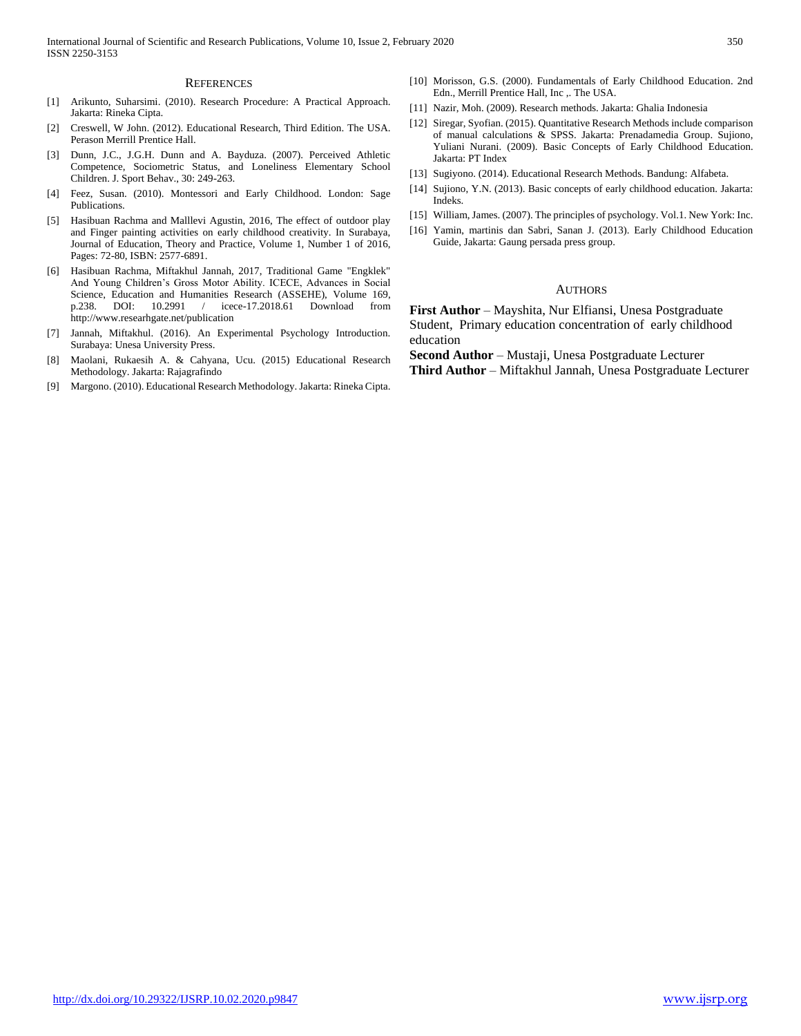## References

[1] Arikunto, Suharsimi. (2010). Research Procedure: A Practical Approach. Jakarta: Rineka Cipta.

[2] Creswell, W John. (2012). Educational Research, Third Edition. The USA. Perason Merrill Prentice Hall.

[3] Dunn, J.C., J.G.H. Dunn and A. Bayduza. (2007). Perceived Athletic Competence, Sociometric Status, and Loneliness Elementary School Children. J. Sport Behav., 30: 249-263.

[4] Feez, Susan. (2010). Montessori and Early Childhood. London: Sage Publications.

[5] Hasibuan Rachma and Malllevi Agustin, 2016, The effect of outdoor play and Finger painting activities on early childhood creativity. In Surabaya, Journal of Education, Theory and Practice, Volume 1, Number 1 of 2016, Pages: 72-80, ISBN: 2577-6891.

[6] Hasibuan Rachma, Miftakhul Jannah, 2017, Traditional Game "Engklek" And Young Children's Gross Motor Ability. ICECE, Advances in Social Science, Education and Humanities Research (ASSEHE), Volume 169, p.238. DOI: 10.2991 / icece-17.2018.61 Download from http://www.researhgate.net/publication

[7] Jannah, Miftakhul. (2016). An Experimental Psychology Introduction. Surabaya: Unesa University Press.

[8] Maolani, Rukaesih A. & Cahyana, Ucu. (2015) Educational Research Methodology. Jakarta: Rajagrafindo

[9] Margono. (2010). Educational Research Methodology. Jakarta: Rineka Cipta.

[10] Morisson, G.S. (2000). Fundamentals of Early Childhood Education. 2nd Edn., Merrill Prentice Hall, Inc ,. The USA.

[11] Nazir, Moh. (2009). Research methods. Jakarta: Ghalia Indonesia

[12] Siregar, Syofian. (2015). Quantitative Research Methods include comparison of manual calculations & SPSS. Jakarta: Prenadamedia Group. Sujiono, Yuliani Nurani. (2009). Basic Concepts of Early Childhood Education. Jakarta: PT Index

[13] Sugiyono. (2014). Educational Research Methods. Bandung: Alfabeta.

[14] Sujiono, Y.N. (2013). Basic concepts of early childhood education. Jakarta: Indeks.

[15] William, James. (2007). The principles of psychology. Vol.1. New York: Inc.

[16] Yamin, martinis dan Sabri, Sanan J. (2013). Early Childhood Education Guide, Jakarta: Gaung persada press group.

## Authors

**First Author** – Mayshita, Nur Elfiansi, Unesa Postgraduate Student, Primary education concentration of early childhood education

**Second Author** – Mustaji, Unesa Postgraduate Lecturer

**Third Author** – Miftakhul Jannah, Unesa Postgraduate Lecturer